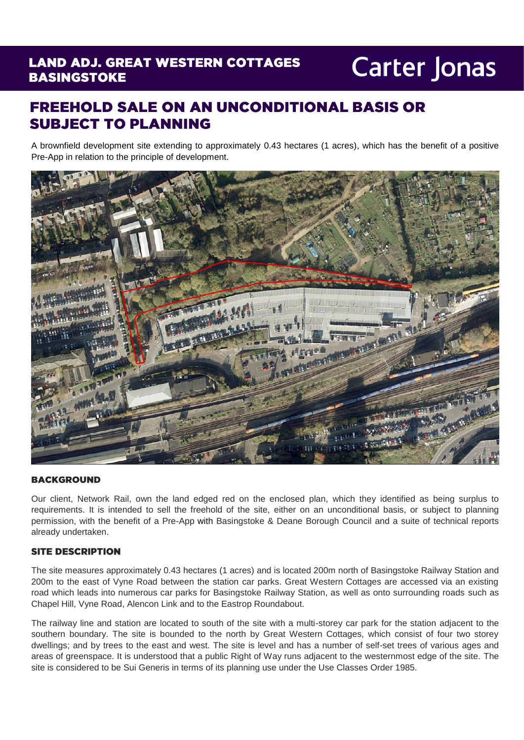# LAND ADJ. GREAT WESTERN COTTAGES BASINGSTOKE

Carter Jonas

## FREEHOLD SALE ON AN UNCONDITIONAL BASIS OR SUBJECT TO PLANNING

A brownfield development site extending to approximately 0.43 hectares (1 acres), which has the benefit of a positive Pre-App in relation to the principle of development.

### BACKGROUND

Our client, Network Rail, own the land edged red on the enclosed plan, which they identified as being surplus to requirements. It is intended to sell the freehold of the site, either on an unconditional basis, or subject to planning permission, with the benefit of a Pre-App with Basingstoke & Deane Borough Council and a suite of technical reports already undertaken.

### SITE DESCRIPTION

The site measures approximately 0.43 hectares (1 acres) and is located 200m north of Basingstoke Railway Station and 200m to the east of Vyne Road between the station car parks. Great Western Cottages are accessed via an existing road which leads into numerous car parks for Basingstoke Railway Station, as well as onto surrounding roads such as Chapel Hill, Vyne Road, Alencon Link and to the Eastrop Roundabout.

The railway line and station are located to south of the site with a multi-storey car park for the station adjacent to the southern boundary. The site is bounded to the north by Great Western Cottages, which consist of four two storey dwellings; and by trees to the east and west. The site is level and has a number of self-set trees of various ages and areas of greenspace. It is understood that a public Right of Way runs adjacent to the westernmost edge of the site. The site is considered to be Sui Generis in terms of its planning use under the Use Classes Order 1985.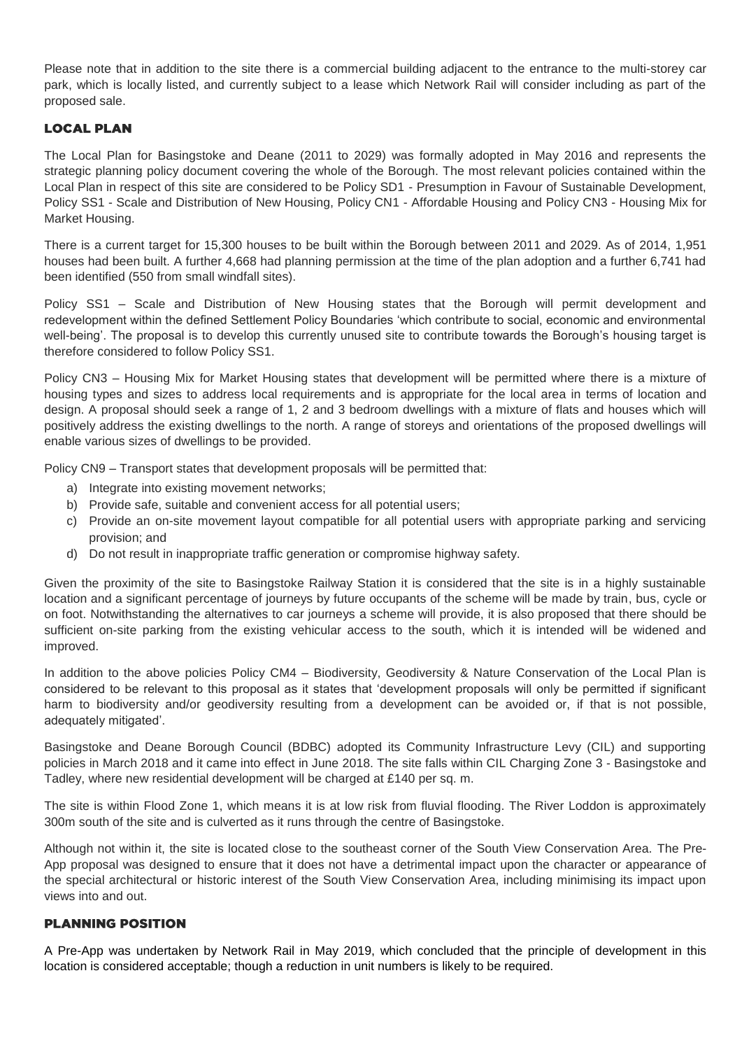Please note that in addition to the site there is a commercial building adjacent to the entrance to the multi-storey car park, which is locally listed, and currently subject to a lease which Network Rail will consider including as part of the proposed sale.

## LOCAL PLAN

The Local Plan for Basingstoke and Deane (2011 to 2029) was formally adopted in May 2016 and represents the strategic planning policy document covering the whole of the Borough. The most relevant policies contained within the Local Plan in respect of this site are considered to be Policy SD1 - Presumption in Favour of Sustainable Development, Policy SS1 - Scale and Distribution of New Housing, Policy CN1 - Affordable Housing and Policy CN3 - Housing Mix for Market Housing.

There is a current target for 15,300 houses to be built within the Borough between 2011 and 2029. As of 2014, 1,951 houses had been built. A further 4,668 had planning permission at the time of the plan adoption and a further 6,741 had been identified (550 from small windfall sites).

Policy SS1 – Scale and Distribution of New Housing states that the Borough will permit development and redevelopment within the defined Settlement Policy Boundaries 'which contribute to social, economic and environmental well-being'. The proposal is to develop this currently unused site to contribute towards the Borough's housing target is therefore considered to follow Policy SS1.

Policy CN3 – Housing Mix for Market Housing states that development will be permitted where there is a mixture of housing types and sizes to address local requirements and is appropriate for the local area in terms of location and design. A proposal should seek a range of 1, 2 and 3 bedroom dwellings with a mixture of flats and houses which will positively address the existing dwellings to the north. A range of storeys and orientations of the proposed dwellings will enable various sizes of dwellings to be provided.

Policy CN9 – Transport states that development proposals will be permitted that:

a) Integrate into existing movement networks;
b) Provide safe, suitable and convenient access for all potential users;
c) Provide an on-site movement layout compatible for all potential users with appropriate parking and servicing provision; and
d) Do not result in inappropriate traffic generation or compromise highway safety.

Given the proximity of the site to Basingstoke Railway Station it is considered that the site is in a highly sustainable location and a significant percentage of journeys by future occupants of the scheme will be made by train, bus, cycle or on foot. Notwithstanding the alternatives to car journeys a scheme will provide, it is also proposed that there should be sufficient on-site parking from the existing vehicular access to the south, which it is intended will be widened and improved.

In addition to the above policies Policy CM4 – Biodiversity, Geodiversity & Nature Conservation of the Local Plan is considered to be relevant to this proposal as it states that 'development proposals will only be permitted if significant harm to biodiversity and/or geodiversity resulting from a development can be avoided or, if that is not possible, adequately mitigated'.

Basingstoke and Deane Borough Council (BDBC) adopted its Community Infrastructure Levy (CIL) and supporting policies in March 2018 and it came into effect in June 2018. The site falls within CIL Charging Zone 3 - Basingstoke and Tadley, where new residential development will be charged at £140 per sq. m.

The site is within Flood Zone 1, which means it is at low risk from fluvial flooding. The River Loddon is approximately 300m south of the site and is culverted as it runs through the centre of Basingstoke.

Although not within it, the site is located close to the southeast corner of the South View Conservation Area. The Pre-App proposal was designed to ensure that it does not have a detrimental impact upon the character or appearance of the special architectural or historic interest of the South View Conservation Area, including minimising its impact upon views into and out.

## PLANNING POSITION

A Pre-App was undertaken by Network Rail in May 2019, which concluded that the principle of development in this location is considered acceptable; though a reduction in unit numbers is likely to be required.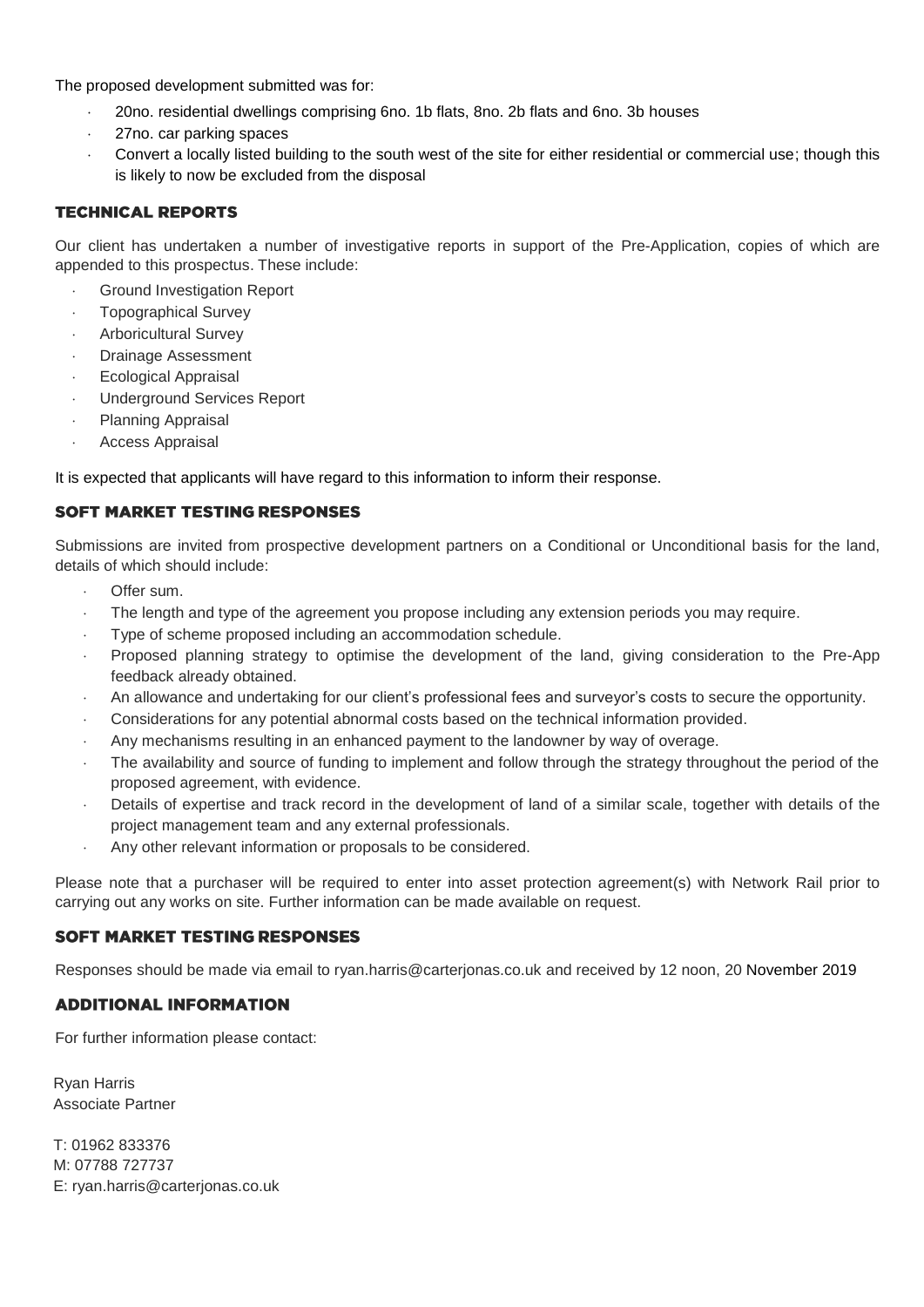The proposed development submitted was for:

- 20no. residential dwellings comprising 6no. 1b flats, 8no. 2b flats and 6no. 3b houses
- 27no. car parking spaces
- Convert a locally listed building to the south west of the site for either residential or commercial use; though this is likely to now be excluded from the disposal

## TECHNICAL REPORTS

Our client has undertaken a number of investigative reports in support of the Pre-Application, copies of which are appended to this prospectus. These include:

- Ground Investigation Report
- Topographical Survey
- Arboricultural Survey
- Drainage Assessment
- Ecological Appraisal
- Underground Services Report
- Planning Appraisal
- Access Appraisal

It is expected that applicants will have regard to this information to inform their response.

## SOFT MARKET TESTING RESPONSES

Submissions are invited from prospective development partners on a Conditional or Unconditional basis for the land, details of which should include:

- Offer sum.
- The length and type of the agreement you propose including any extension periods you may require.
- Type of scheme proposed including an accommodation schedule.
- Proposed planning strategy to optimise the development of the land, giving consideration to the Pre-App feedback already obtained.
- An allowance and undertaking for our client's professional fees and surveyor's costs to secure the opportunity.
- Considerations for any potential abnormal costs based on the technical information provided.
- Any mechanisms resulting in an enhanced payment to the landowner by way of overage.
- The availability and source of funding to implement and follow through the strategy throughout the period of the proposed agreement, with evidence.
- Details of expertise and track record in the development of land of a similar scale, together with details of the project management team and any external professionals.
- Any other relevant information or proposals to be considered.

Please note that a purchaser will be required to enter into asset protection agreement(s) with Network Rail prior to carrying out any works on site. Further information can be made available on request.

## SOFT MARKET TESTING RESPONSES

Responses should be made via email to ryan.harris@carterjonas.co.uk and received by 12 noon, 20 November 2019

## ADDITIONAL INFORMATION

For further information please contact:

Ryan Harris
Associate Partner

T: 01962 833376
M: 07788 727737
E: ryan.harris@carterjonas.co.uk